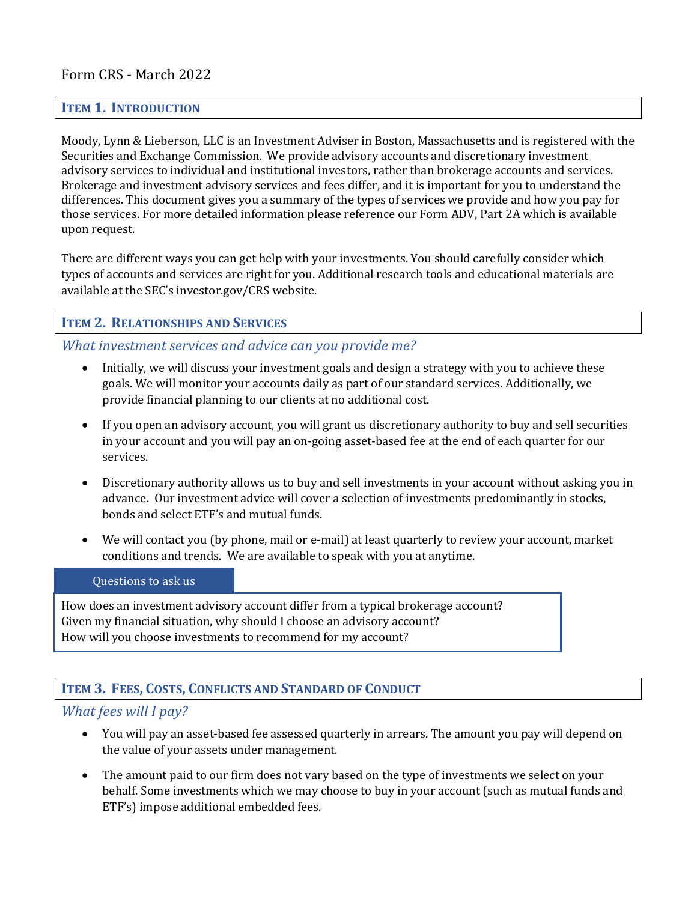Form CRS - March 2022

## Item 1. Introduction

Moody, Lynn & Lieberson, LLC is an Investment Adviser in Boston, Massachusetts and is registered with the Securities and Exchange Commission. We provide advisory accounts and discretionary investment advisory services to individual and institutional investors, rather than brokerage accounts and services. Brokerage and investment advisory services and fees differ, and it is important for you to understand the differences. This document gives you a summary of the types of services we provide and how you pay for those services. For more detailed information please reference our Form ADV, Part 2A which is available upon request.

There are different ways you can get help with your investments. You should carefully consider which types of accounts and services are right for you. Additional research tools and educational materials are available at the SEC's investor.gov/CRS website.

## Item 2. Relationships and Services

### *What investment services and advice can you provide me?*

- Initially, we will discuss your investment goals and design a strategy with you to achieve these goals. We will monitor your accounts daily as part of our standard services. Additionally, we provide financial planning to our clients at no additional cost.
- If you open an advisory account, you will grant us discretionary authority to buy and sell securities in your account and you will pay an on-going asset-based fee at the end of each quarter for our services.
- Discretionary authority allows us to buy and sell investments in your account without asking you in advance. Our investment advice will cover a selection of investments predominantly in stocks, bonds and select ETF's and mutual funds.
- We will contact you (by phone, mail or e-mail) at least quarterly to review your account, market conditions and trends. We are available to speak with you at anytime.

**Questions to ask us**

How does an investment advisory account differ from a typical brokerage account?
Given my financial situation, why should I choose an advisory account?
How will you choose investments to recommend for my account?

## Item 3. Fees, Costs, Conflicts and Standard of Conduct

### *What fees will I pay?*

- You will pay an asset-based fee assessed quarterly in arrears. The amount you pay will depend on the value of your assets under management.
- The amount paid to our firm does not vary based on the type of investments we select on your behalf. Some investments which we may choose to buy in your account (such as mutual funds and ETF's) impose additional embedded fees.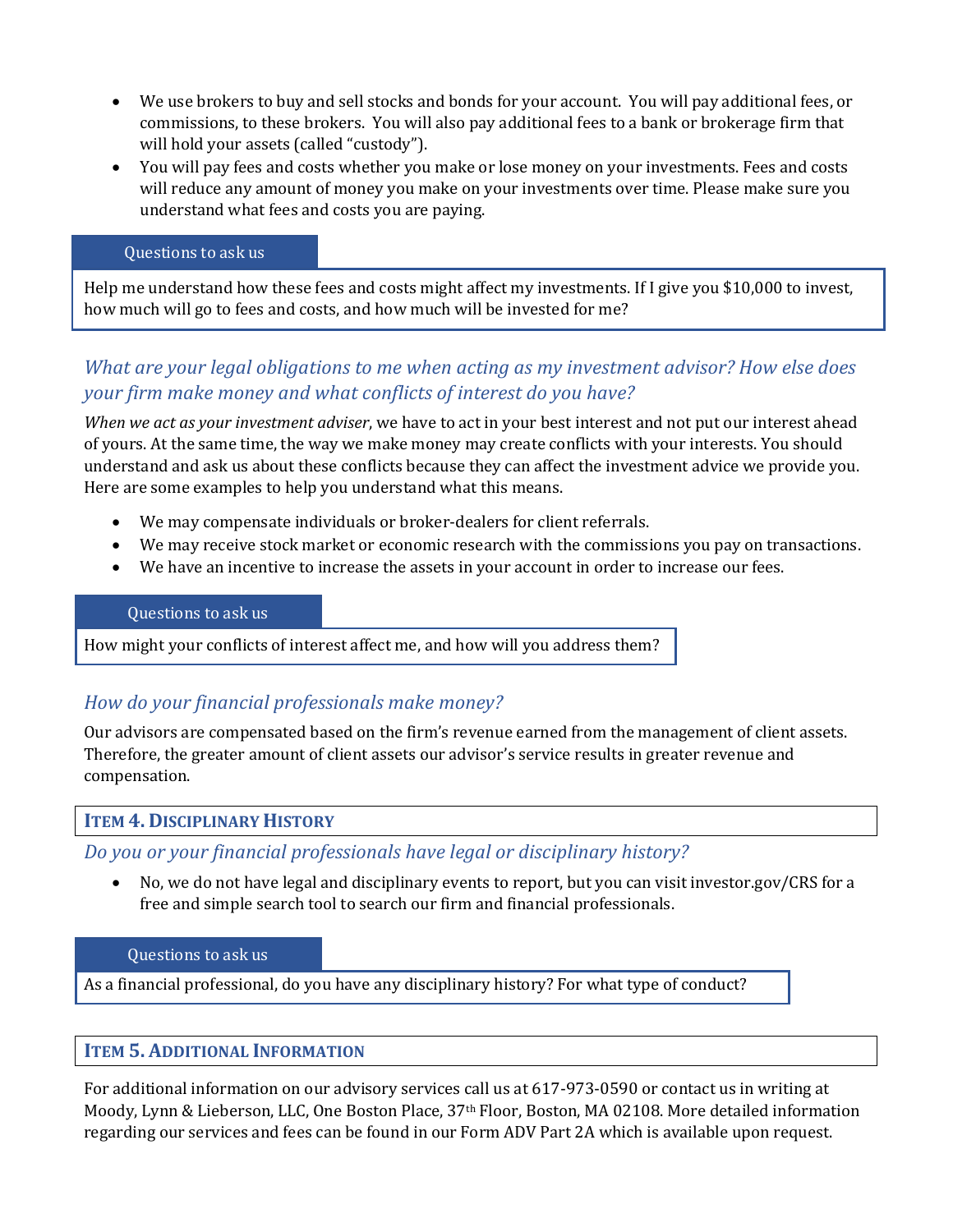- We use brokers to buy and sell stocks and bonds for your account. You will pay additional fees, or commissions, to these brokers. You will also pay additional fees to a bank or brokerage firm that will hold your assets (called "custody").
- You will pay fees and costs whether you make or lose money on your investments. Fees and costs will reduce any amount of money you make on your investments over time. Please make sure you understand what fees and costs you are paying.

**Questions to ask us**

Help me understand how these fees and costs might affect my investments. If I give you $10,000 to invest, how much will go to fees and costs, and how much will be invested for me?

### *What are your legal obligations to me when acting as my investment advisor? How else does your firm make money and what conflicts of interest do you have?*

*When we act as your investment adviser*, we have to act in your best interest and not put our interest ahead of yours. At the same time, the way we make money may create conflicts with your interests. You should understand and ask us about these conflicts because they can affect the investment advice we provide you. Here are some examples to help you understand what this means.

- We may compensate individuals or broker-dealers for client referrals.
- We may receive stock market or economic research with the commissions you pay on transactions.
- We have an incentive to increase the assets in your account in order to increase our fees.

**Questions to ask us**

How might your conflicts of interest affect me, and how will you address them?

### *How do your financial professionals make money?*

Our advisors are compensated based on the firm's revenue earned from the management of client assets. Therefore, the greater amount of client assets our advisor's service results in greater revenue and compensation.

## Item 4. Disciplinary History

### *Do you or your financial professionals have legal or disciplinary history?*

- No, we do not have legal and disciplinary events to report, but you can visit investor.gov/CRS for a free and simple search tool to search our firm and financial professionals.

**Questions to ask us**

As a financial professional, do you have any disciplinary history? For what type of conduct?

## Item 5. Additional Information

For additional information on our advisory services call us at 617-973-0590 or contact us in writing at Moody, Lynn & Lieberson, LLC, One Boston Place, 37th Floor, Boston, MA 02108. More detailed information regarding our services and fees can be found in our Form ADV Part 2A which is available upon request.